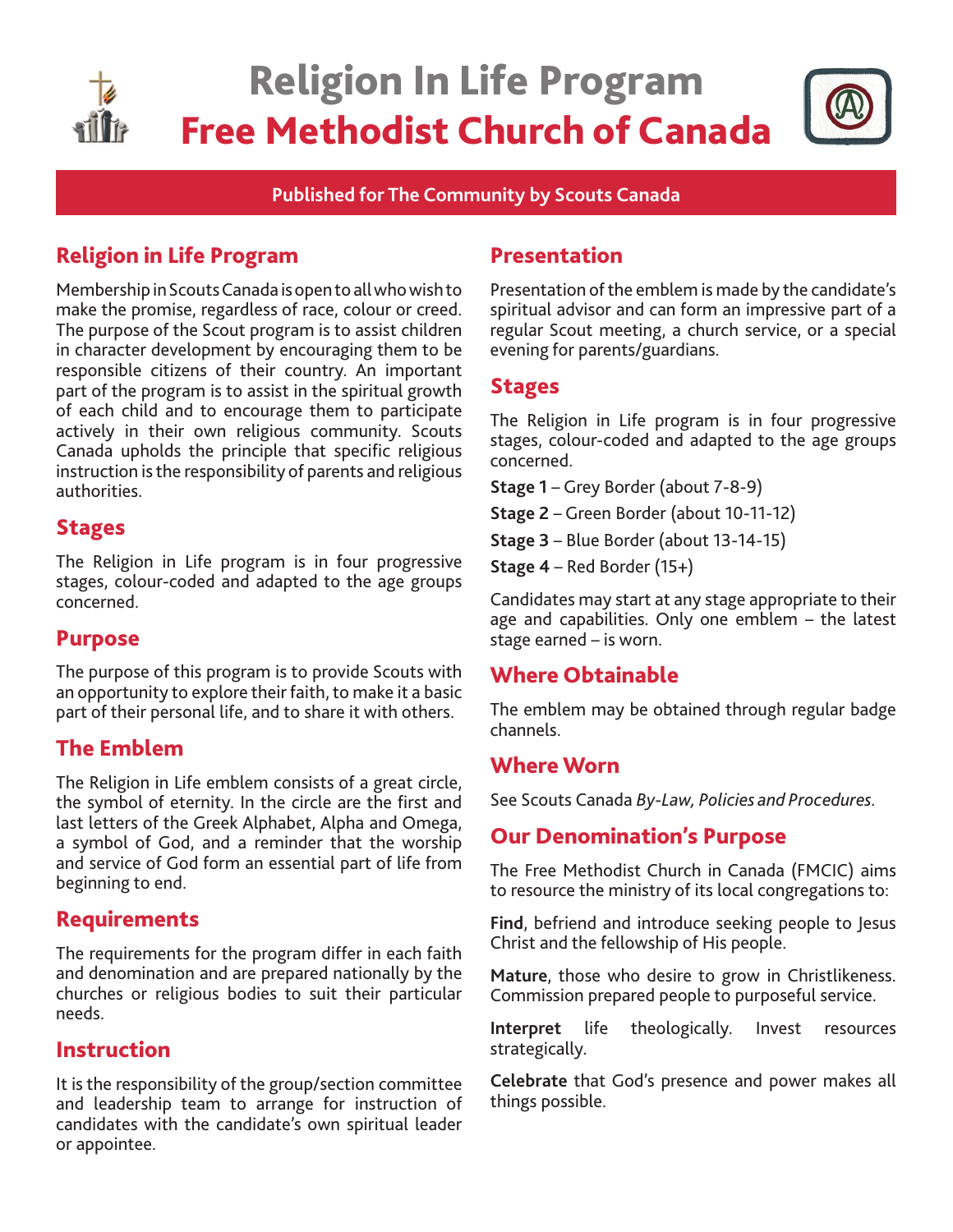# Religion In Life Program

# Free Methodist Church of Canada

**Published for The Community by Scouts Canada**

## Religion in Life Program

Membership in Scouts Canada is open to all who wish to make the promise, regardless of race, colour or creed. The purpose of the Scout program is to assist children in character development by encouraging them to be responsible citizens of their country. An important part of the program is to assist in the spiritual growth of each child and to encourage them to participate actively in their own religious community. Scouts Canada upholds the principle that specific religious instruction is the responsibility of parents and religious authorities.

## Stages

The Religion in Life program is in four progressive stages, colour-coded and adapted to the age groups concerned.

## Purpose

The purpose of this program is to provide Scouts with an opportunity to explore their faith, to make it a basic part of their personal life, and to share it with others.

## The Emblem

The Religion in Life emblem consists of a great circle, the symbol of eternity. In the circle are the first and last letters of the Greek Alphabet, Alpha and Omega, a symbol of God, and a reminder that the worship and service of God form an essential part of life from beginning to end.

## Requirements

The requirements for the program differ in each faith and denomination and are prepared nationally by the churches or religious bodies to suit their particular needs.

## Instruction

It is the responsibility of the group/section committee and leadership team to arrange for instruction of candidates with the candidate's own spiritual leader or appointee.

## Presentation

Presentation of the emblem is made by the candidate's spiritual advisor and can form an impressive part of a regular Scout meeting, a church service, or a special evening for parents/guardians.

## Stages

The Religion in Life program is in four progressive stages, colour-coded and adapted to the age groups concerned.

**Stage 1** – Grey Border (about 7-8-9)

**Stage 2** – Green Border (about 10-11-12)

**Stage 3** – Blue Border (about 13-14-15)

**Stage 4** – Red Border (15+)

Candidates may start at any stage appropriate to their age and capabilities. Only one emblem – the latest stage earned – is worn.

## Where Obtainable

The emblem may be obtained through regular badge channels.

## Where Worn

See Scouts Canada *By-Law, Policies and Procedures*.

## Our Denomination's Purpose

The Free Methodist Church in Canada (FMCIC) aims to resource the ministry of its local congregations to:

**Find**, befriend and introduce seeking people to Jesus Christ and the fellowship of His people.

**Mature**, those who desire to grow in Christlikeness. Commission prepared people to purposeful service.

**Interpret** life theologically. Invest resources strategically.

**Celebrate** that God's presence and power makes all things possible.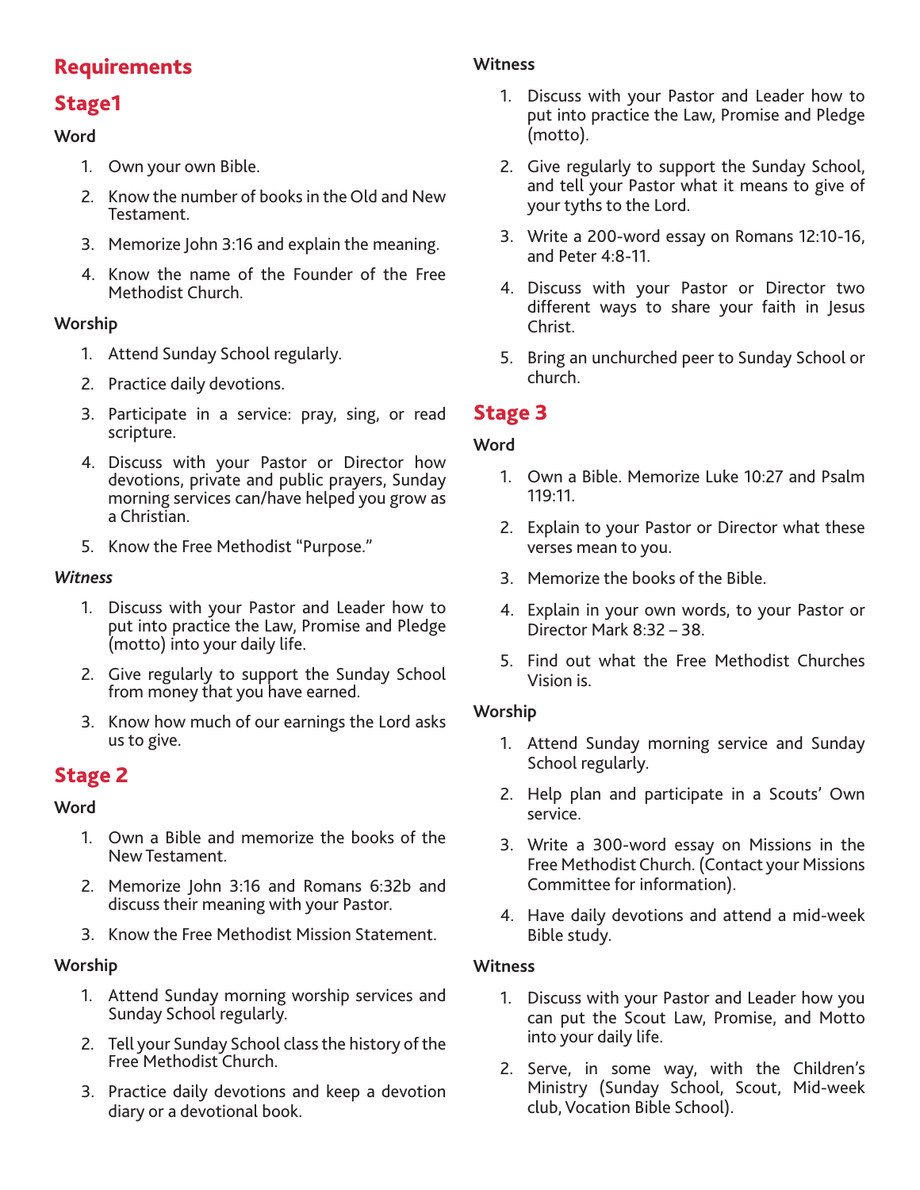## Requirements

## Stage1

### Word

1. Own your own Bible.
2. Know the number of books in the Old and New Testament.
3. Memorize John 3:16 and explain the meaning.
4. Know the name of the Founder of the Free Methodist Church.

### Worship

1. Attend Sunday School regularly.
2. Practice daily devotions.
3. Participate in a service: pray, sing, or read scripture.
4. Discuss with your Pastor or Director how devotions, private and public prayers, Sunday morning services can/have helped you grow as a Christian.
5. Know the Free Methodist "Purpose."

### *Witness*

1. Discuss with your Pastor and Leader how to put into practice the Law, Promise and Pledge (motto) into your daily life.
2. Give regularly to support the Sunday School from money that you have earned.
3. Know how much of our earnings the Lord asks us to give.

## Stage 2

### Word

1. Own a Bible and memorize the books of the New Testament.
2. Memorize John 3:16 and Romans 6:32b and discuss their meaning with your Pastor.
3. Know the Free Methodist Mission Statement.

### Worship

1. Attend Sunday morning worship services and Sunday School regularly.
2. Tell your Sunday School class the history of the Free Methodist Church.
3. Practice daily devotions and keep a devotion diary or a devotional book.

### Witness

1. Discuss with your Pastor and Leader how to put into practice the Law, Promise and Pledge (motto).
2. Give regularly to support the Sunday School, and tell your Pastor what it means to give of your tyths to the Lord.
3. Write a 200-word essay on Romans 12:10-16, and Peter 4:8-11.
4. Discuss with your Pastor or Director two different ways to share your faith in Jesus Christ.
5. Bring an unchurched peer to Sunday School or church.

## Stage 3

### Word

1. Own a Bible. Memorize Luke 10:27 and Psalm 119:11.
2. Explain to your Pastor or Director what these verses mean to you.
3. Memorize the books of the Bible.
4. Explain in your own words, to your Pastor or Director Mark 8:32 – 38.
5. Find out what the Free Methodist Churches Vision is.

### Worship

1. Attend Sunday morning service and Sunday School regularly.
2. Help plan and participate in a Scouts' Own service.
3. Write a 300-word essay on Missions in the Free Methodist Church. (Contact your Missions Committee for information).
4. Have daily devotions and attend a mid-week Bible study.

### Witness

1. Discuss with your Pastor and Leader how you can put the Scout Law, Promise, and Motto into your daily life.
2. Serve, in some way, with the Children's Ministry (Sunday School, Scout, Mid-week club, Vocation Bible School).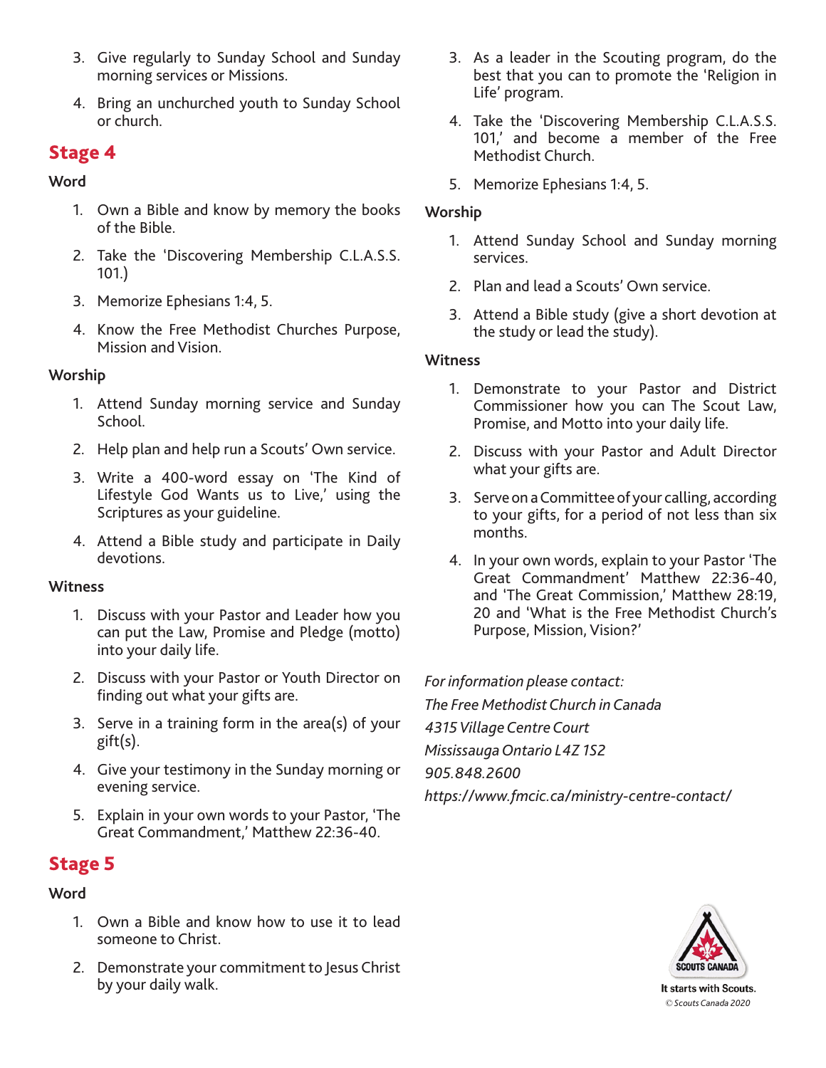3. Give regularly to Sunday School and Sunday morning services or Missions.
4. Bring an unchurched youth to Sunday School or church.

## Stage 4

### Word

1. Own a Bible and know by memory the books of the Bible.
2. Take the 'Discovering Membership C.L.A.S.S. 101.)
3. Memorize Ephesians 1:4, 5.
4. Know the Free Methodist Churches Purpose, Mission and Vision.

### Worship

1. Attend Sunday morning service and Sunday School.
2. Help plan and help run a Scouts' Own service.
3. Write a 400-word essay on 'The Kind of Lifestyle God Wants us to Live,' using the Scriptures as your guideline.
4. Attend a Bible study and participate in Daily devotions.

### Witness

1. Discuss with your Pastor and Leader how you can put the Law, Promise and Pledge (motto) into your daily life.
2. Discuss with your Pastor or Youth Director on finding out what your gifts are.
3. Serve in a training form in the area(s) of your gift(s).
4. Give your testimony in the Sunday morning or evening service.
5. Explain in your own words to your Pastor, 'The Great Commandment,' Matthew 22:36-40.

## Stage 5

### Word

1. Own a Bible and know how to use it to lead someone to Christ.
2. Demonstrate your commitment to Jesus Christ by your daily walk.
3. As a leader in the Scouting program, do the best that you can to promote the 'Religion in Life' program.
4. Take the 'Discovering Membership C.L.A.S.S. 101,' and become a member of the Free Methodist Church.
5. Memorize Ephesians 1:4, 5.

### Worship

1. Attend Sunday School and Sunday morning services.
2. Plan and lead a Scouts' Own service.
3. Attend a Bible study (give a short devotion at the study or lead the study).

### Witness

1. Demonstrate to your Pastor and District Commissioner how you can The Scout Law, Promise, and Motto into your daily life.
2. Discuss with your Pastor and Adult Director what your gifts are.
3. Serve on a Committee of your calling, according to your gifts, for a period of not less than six months.
4. In your own words, explain to your Pastor 'The Great Commandment' Matthew 22:36-40, and 'The Great Commission,' Matthew 28:19, 20 and 'What is the Free Methodist Church's Purpose, Mission, Vision?'

*For information please contact:*
*The Free Methodist Church in Canada*
*4315 Village Centre Court*
*Mississauga Ontario L4Z 1S2*
*905.848.2600*
*https://www.fmcic.ca/ministry-centre-contact/*

SCOUTS CANADA
It starts with Scouts.
*© Scouts Canada 2020*